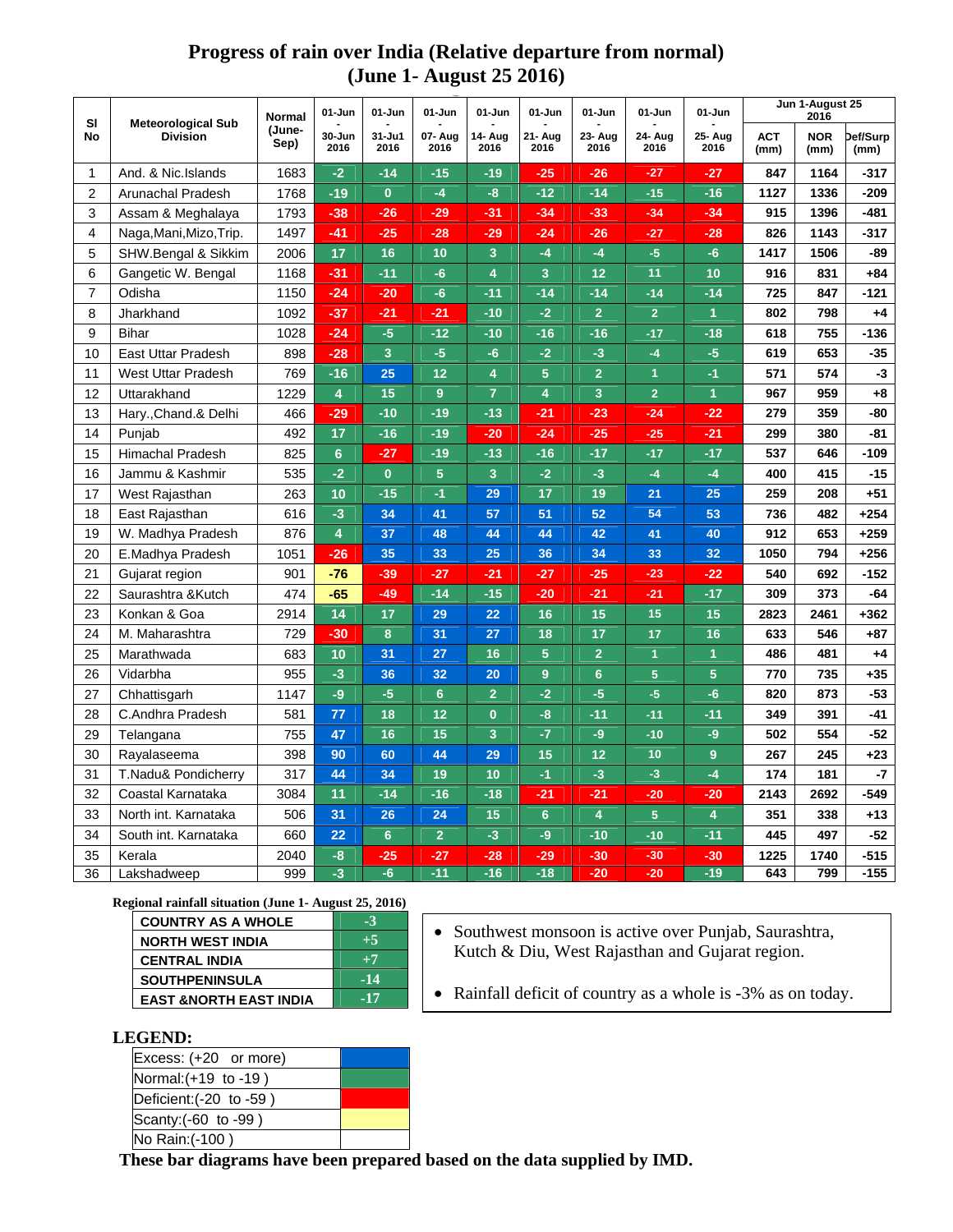# Progress of rain over India (Relative departure from normal)
# (June 1- August 25 2016)

| Sl No | Meteorological Sub Division | Normal (June-Sep) | 01-Jun - 30-Jun 2016 | 01-Jun - 31-Ju1 2016 | 01-Jun - 07- Aug 2016 | 01-Jun - 14- Aug 2016 | 01-Jun - 21- Aug 2016 | 01-Jun - 23- Aug 2016 | 01-Jun - 24- Aug 2016 | 01-Jun - 25- Aug 2016 | Jun 1-August 25 2016 | | |
|---|---|---|---|---|---|---|---|---|---|---|---|---|---|
| | | | | | | | | | | | ACT (mm) | NOR (mm) | Def/Surp (mm) |
| 1 | And. & Nic.Islands | 1683 | -2 | -14 | -15 | -19 | -25 | -26 | -27 | -27 | 847 | 1164 | -317 |
| 2 | Arunachal Pradesh | 1768 | -19 | 0 | -4 | -8 | -12 | -14 | -15 | -16 | 1127 | 1336 | -209 |
| 3 | Assam & Meghalaya | 1793 | -38 | -26 | -29 | -31 | -34 | -33 | -34 | -34 | 915 | 1396 | -481 |
| 4 | Naga,Mani,Mizo,Trip. | 1497 | -41 | -25 | -28 | -29 | -24 | -26 | -27 | -28 | 826 | 1143 | -317 |
| 5 | SHW.Bengal & Sikkim | 2006 | 17 | 16 | 10 | 3 | -4 | -4 | -5 | -6 | 1417 | 1506 | -89 |
| 6 | Gangetic W. Bengal | 1168 | -31 | -11 | -6 | 4 | 3 | 12 | 11 | 10 | 916 | 831 | +84 |
| 7 | Odisha | 1150 | -24 | -20 | -6 | -11 | -14 | -14 | -14 | -14 | 725 | 847 | -121 |
| 8 | Jharkhand | 1092 | -37 | -21 | -21 | -10 | -2 | 2 | 2 | 1 | 802 | 798 | +4 |
| 9 | Bihar | 1028 | -24 | -5 | -12 | -10 | -16 | -16 | -17 | -18 | 618 | 755 | -136 |
| 10 | East Uttar Pradesh | 898 | -28 | 3 | -5 | -6 | -2 | -3 | -4 | -5 | 619 | 653 | -35 |
| 11 | West Uttar Pradesh | 769 | -16 | 25 | 12 | 4 | 5 | 2 | 1 | -1 | 571 | 574 | -3 |
| 12 | Uttarakhand | 1229 | 4 | 15 | 9 | 7 | 4 | 3 | 2 | 1 | 967 | 959 | +8 |
| 13 | Hary.,Chand.& Delhi | 466 | -29 | -10 | -19 | -13 | -21 | -23 | -24 | -22 | 279 | 359 | -80 |
| 14 | Punjab | 492 | 17 | -16 | -19 | -20 | -24 | -25 | -25 | -21 | 299 | 380 | -81 |
| 15 | Himachal Pradesh | 825 | 6 | -27 | -19 | -13 | -16 | -17 | -17 | -17 | 537 | 646 | -109 |
| 16 | Jammu & Kashmir | 535 | -2 | 0 | 5 | 3 | -2 | -3 | -4 | -4 | 400 | 415 | -15 |
| 17 | West Rajasthan | 263 | 10 | -15 | -1 | 29 | 17 | 19 | 21 | 25 | 259 | 208 | +51 |
| 18 | East Rajasthan | 616 | -3 | 34 | 41 | 57 | 51 | 52 | 54 | 53 | 736 | 482 | +254 |
| 19 | W. Madhya Pradesh | 876 | 4 | 37 | 48 | 44 | 44 | 42 | 41 | 40 | 912 | 653 | +259 |
| 20 | E.Madhya Pradesh | 1051 | -26 | 35 | 33 | 25 | 36 | 34 | 33 | 32 | 1050 | 794 | +256 |
| 21 | Gujarat region | 901 | -76 | -39 | -27 | -21 | -27 | -25 | -23 | -22 | 540 | 692 | -152 |
| 22 | Saurashtra &Kutch | 474 | -65 | -49 | -14 | -15 | -20 | -21 | -21 | -17 | 309 | 373 | -64 |
| 23 | Konkan & Goa | 2914 | 14 | 17 | 29 | 22 | 16 | 15 | 15 | 15 | 2823 | 2461 | +362 |
| 24 | M. Maharashtra | 729 | -30 | 8 | 31 | 27 | 18 | 17 | 17 | 16 | 633 | 546 | +87 |
| 25 | Marathwada | 683 | 10 | 31 | 27 | 16 | 5 | 2 | 1 | 1 | 486 | 481 | +4 |
| 26 | Vidarbha | 955 | -3 | 36 | 32 | 20 | 9 | 6 | 5 | 5 | 770 | 735 | +35 |
| 27 | Chhattisgarh | 1147 | -9 | -5 | 6 | 2 | -2 | -5 | -5 | -6 | 820 | 873 | -53 |
| 28 | C.Andhra Pradesh | 581 | 77 | 18 | 12 | 0 | -8 | -11 | -11 | -11 | 349 | 391 | -41 |
| 29 | Telangana | 755 | 47 | 16 | 15 | 3 | -7 | -9 | -10 | -9 | 502 | 554 | -52 |
| 30 | Rayalaseema | 398 | 90 | 60 | 44 | 29 | 15 | 12 | 10 | 9 | 267 | 245 | +23 |
| 31 | T.Nadu& Pondicherry | 317 | 44 | 34 | 19 | 10 | -1 | -3 | -3 | -4 | 174 | 181 | -7 |
| 32 | Coastal Karnataka | 3084 | 11 | -14 | -16 | -18 | -21 | -21 | -20 | -20 | 2143 | 2692 | -549 |
| 33 | North int. Karnataka | 506 | 31 | 26 | 24 | 15 | 6 | 4 | 5 | 4 | 351 | 338 | +13 |
| 34 | South int. Karnataka | 660 | 22 | 6 | 2 | -3 | -9 | -10 | -10 | -11 | 445 | 497 | -52 |
| 35 | Kerala | 2040 | -8 | -25 | -27 | -28 | -29 | -30 | -30 | -30 | 1225 | 1740 | -515 |
| 36 | Lakshadweep | 999 | -3 | -6 | -11 | -16 | -18 | -20 | -20 | -19 | 643 | 799 | -155 |

**Regional rainfall situation (June 1- August 25, 2016)**

| Region | Departure |
|---|---|
| COUNTRY AS A WHOLE | -3 |
| NORTH WEST INDIA | +5 |
| CENTRAL INDIA | +7 |
| SOUTHPENINSULA | -14 |
| EAST &NORTH EAST INDIA | -17 |

- Southwest monsoon is active over Punjab, Saurashtra, Kutch & Diu, West Rajasthan and Gujarat region.
- Rainfall deficit of country as a whole is -3% as on today.

## LEGEND:

| Category | Colour |
|---|---|
| Excess: (+20 or more) | Blue |
| Normal:(+19 to -19 ) | Green |
| Deficient:(-20 to -59 ) | Red |
| Scanty:(-60 to -99 ) | Yellow |
| No Rain:(-100 ) | |

**These bar diagrams have been prepared based on the data supplied by IMD.**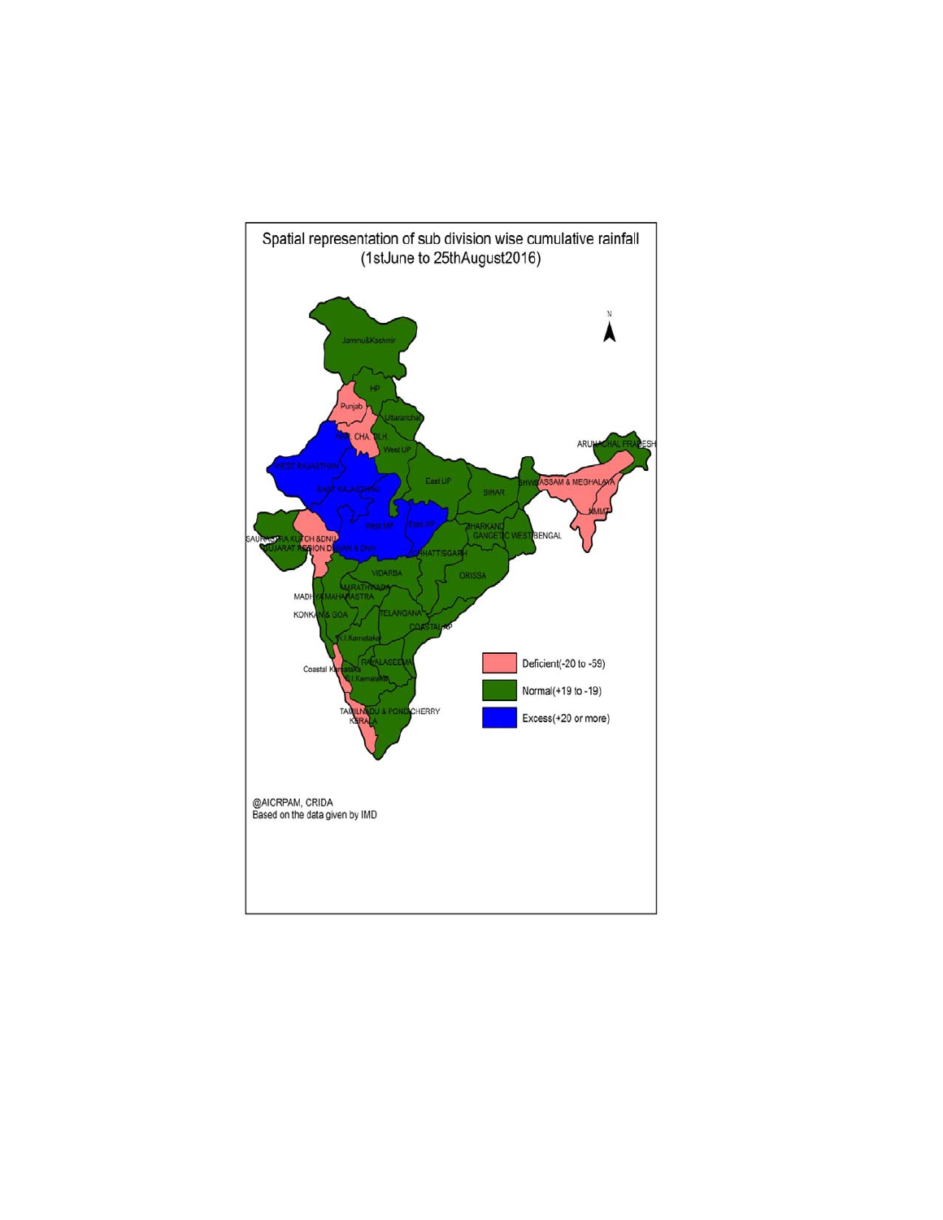Spatial representation of sub division wise cumulative rainfall
(1stJune to 25thAugust2016)

N

Jammu&Kashmir

HP

Punjab

Uttaranchal

HAR. CHA. DLH.

West UP

ARUNACHAL PRADESH

WEST RAJASTHAN

East UP

SHWB

ASSAM & MEGHALAYA

EAST RAJASTHAN

BIHAR

NMMT

West MP

East MP

JHARKAND

GANGETIC WEST BENGAL

SAURASTRA KUTCH &DNU

GUJARAT REGION DADAR & DNH

CHHATTISGARH

VIDARBA

ORISSA

MARATHWADA

MADHYA MAHARASTRA

KONKAN & GOA

TELANGANA

COASTAL AP

N.I.Karnataka

RAYALASEEMA

Coastal Karnataka

S.I.Karnataka

TAMILNADU & PONDICHERRY

KERALA

Deficient(-20 to -59)

Normal(+19 to -19)

Excess(+20 or more)

@AICRPAM, CRIDA
Based on the data given by IMD